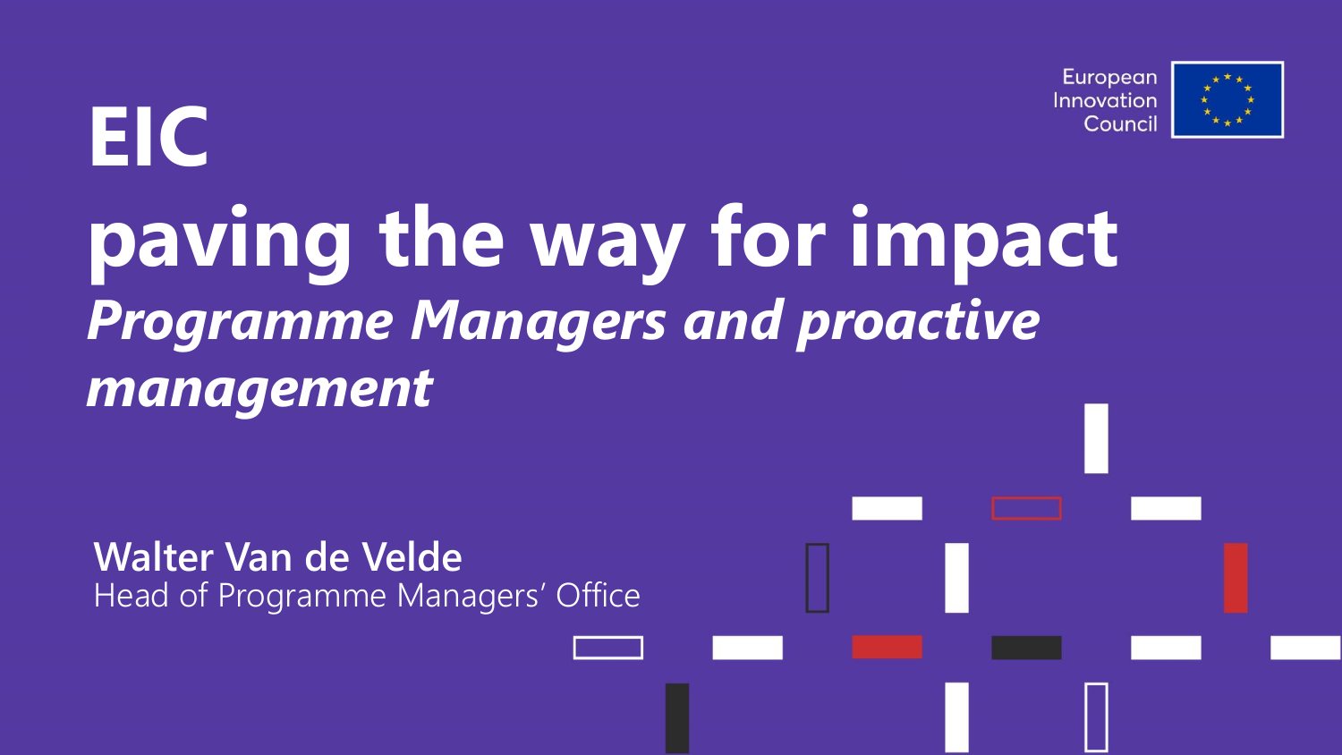# EIC paving the way for impact

***Programme Managers and proactive management***

European Innovation Council

**Walter Van de Velde**

Head of Programme Managers' Office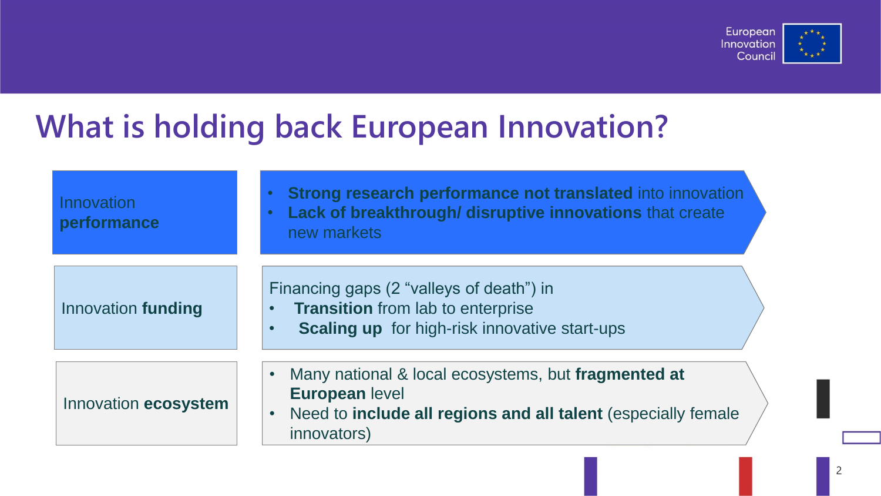# What is holding back European Innovation?

| | |
|---|---|
| Innovation **performance** | • **Strong research performance not translated** into innovation<br>• **Lack of breakthrough/ disruptive innovations** that create new markets |
| Innovation **funding** | Financing gaps (2 “valleys of death”) in<br>• **Transition** from lab to enterprise<br>• **Scaling up** for high-risk innovative start-ups |
| Innovation **ecosystem** | • Many national & local ecosystems, but **fragmented at European** level<br>• Need to **include all regions and all talent** (especially female innovators) |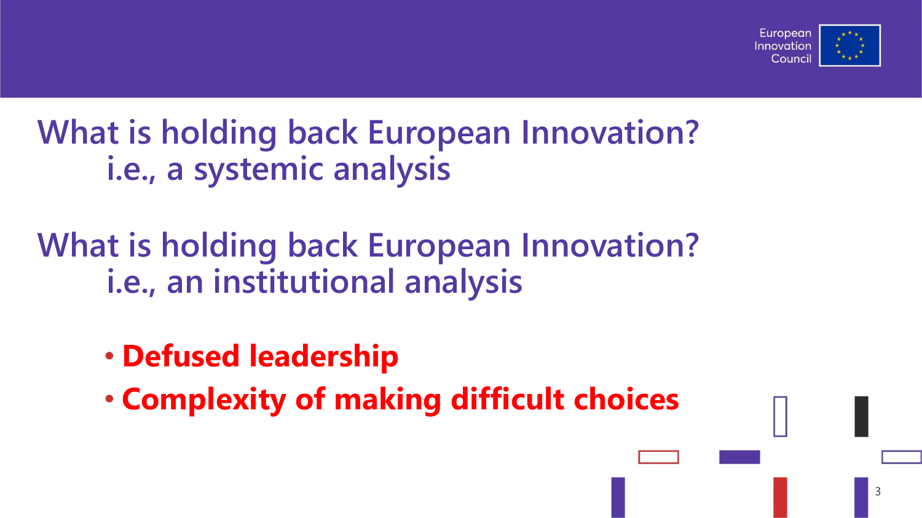## What is holding back European Innovation?
### i.e., a systemic analysis

## What is holding back European Innovation?
### i.e., an institutional analysis

- **Defused leadership**
- **Complexity of making difficult choices**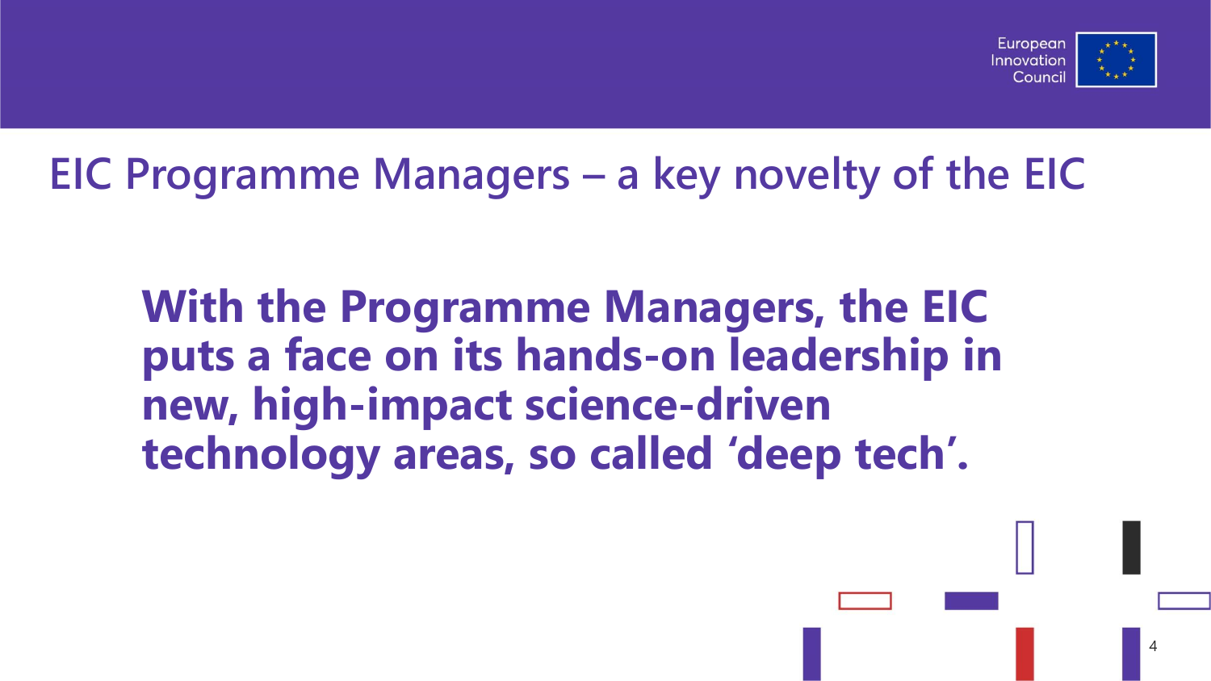# EIC Programme Managers – a key novelty of the EIC

**With the Programme Managers, the EIC puts a face on its hands-on leadership in new, high-impact science-driven technology areas, so called ‘deep tech’.**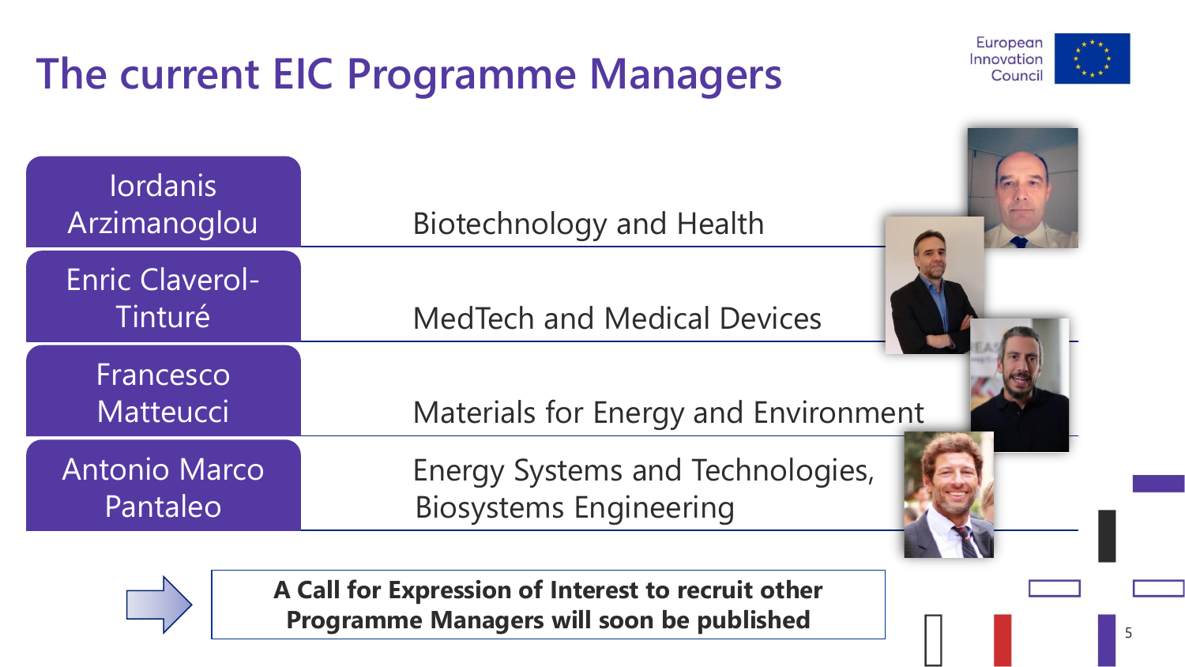# The current EIC Programme Managers

| Programme Manager | Area |
| --- | --- |
| Iordanis Arzimanoglou | Biotechnology and Health |
| Enric Claverol-Tinturé | MedTech and Medical Devices |
| Francesco Matteucci | Materials for Energy and Environment |
| Antonio Marco Pantaleo | Energy Systems and Technologies, Biosystems Engineering |

**A Call for Expression of Interest to recruit other Programme Managers will soon be published**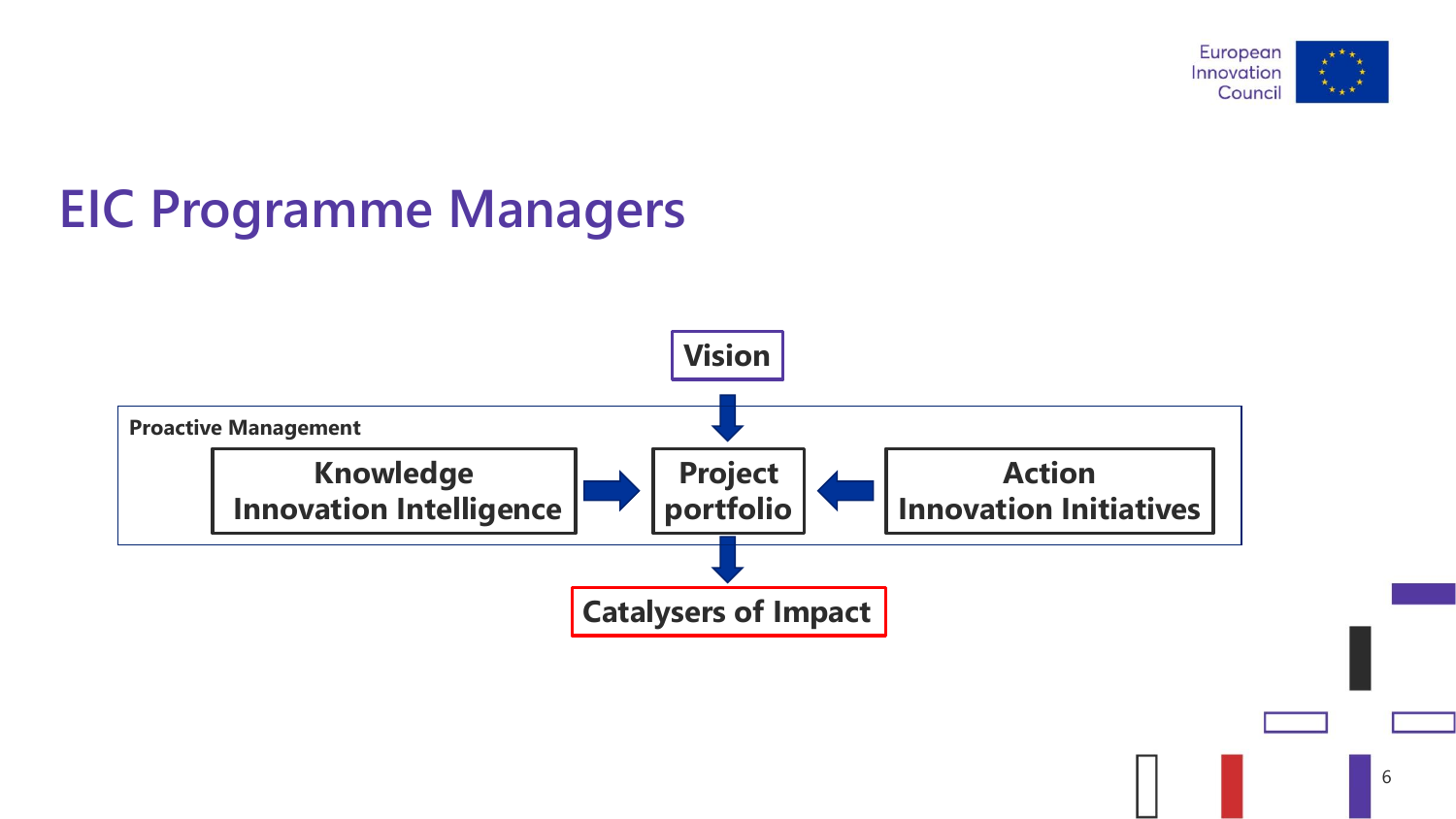# EIC Programme Managers

Vision

**Proactive Management**

- **Knowledge** – Innovation Intelligence → **Project portfolio**
- **Action** – Innovation Initiatives → **Project portfolio**

Vision → Project portfolio → **Catalysers of Impact**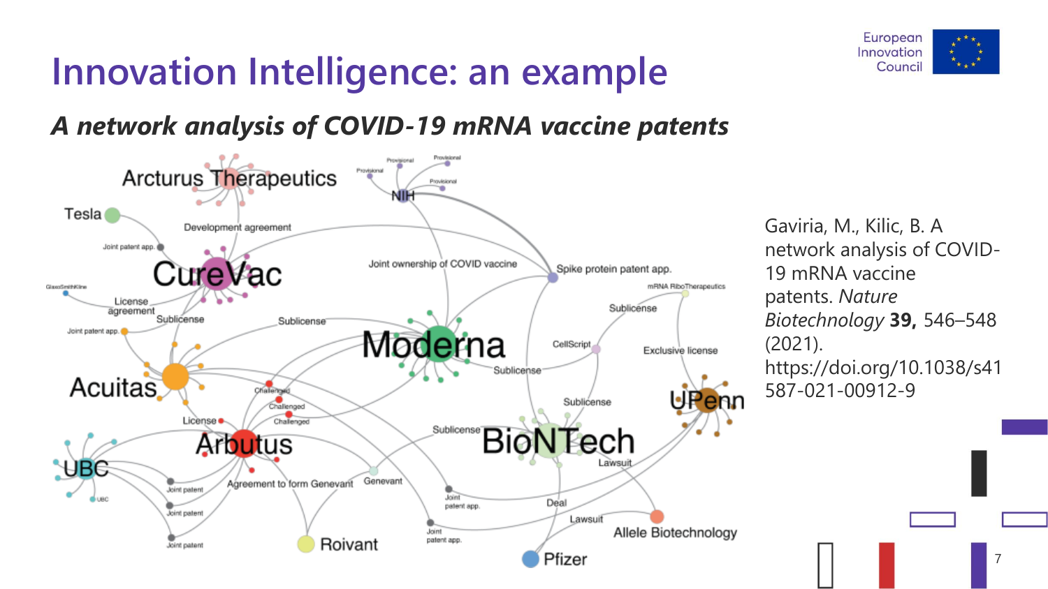# Innovation Intelligence: an example

***A network analysis of COVID-19 mRNA vaccine patents***

Gaviria, M., Kilic, B. A network analysis of COVID-19 mRNA vaccine patents. *Nature Biotechnology* **39,** 546–548 (2021). https://doi.org/10.1038/s41587-021-00912-9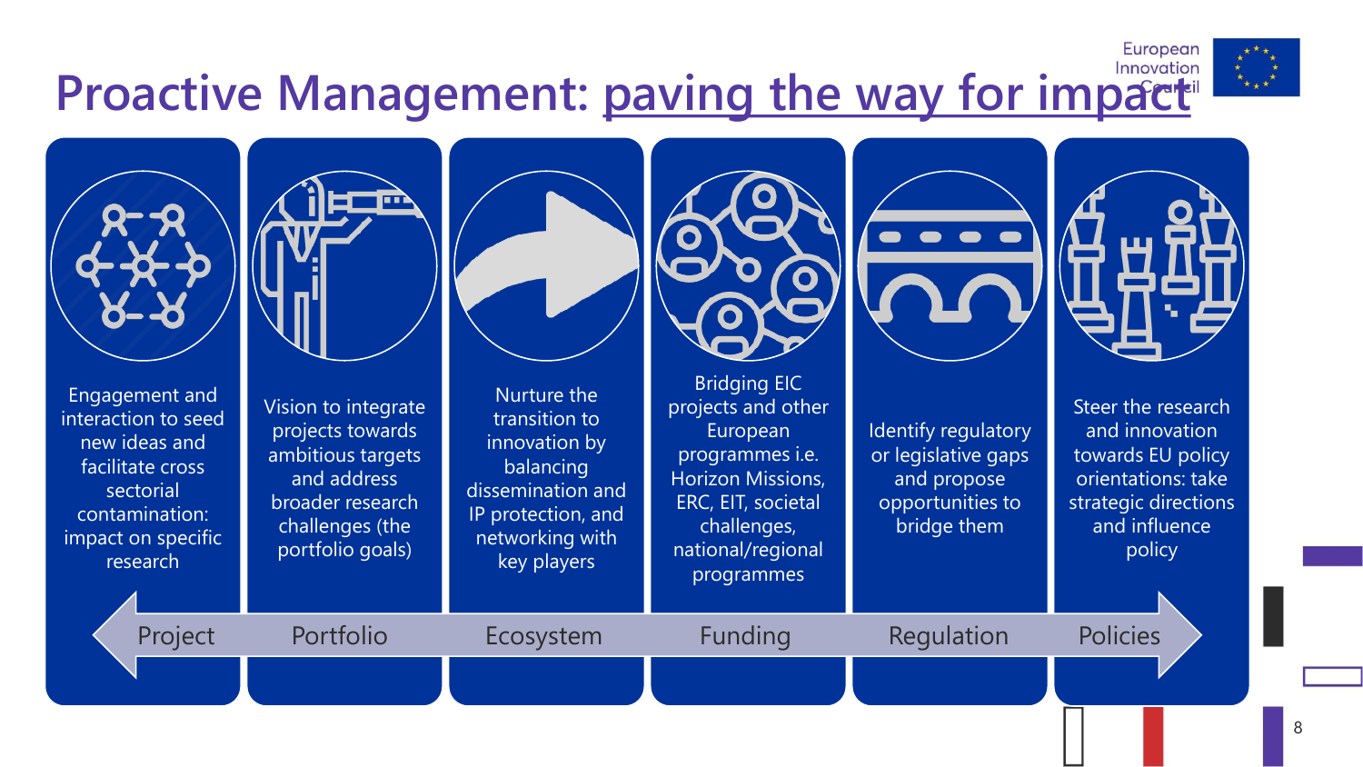# Proactive Management: paving the way for impact

| Project | Portfolio | Ecosystem | Funding | Regulation | Policies |
|---|---|---|---|---|---|
| Engagement and interaction to seed new ideas and facilitate cross sectorial contamination: impact on specific research | Vision to integrate projects towards ambitious targets and address broader research challenges (the portfolio goals) | Nurture the transition to innovation by balancing dissemination and IP protection, and networking with key players | Bridging EIC projects and other European programmes i.e. Horizon Missions, ERC, EIT, societal challenges, national/regional programmes | Identify regulatory or legislative gaps and propose opportunities to bridge them | Steer the research and innovation towards EU policy orientations: take strategic directions and influence policy |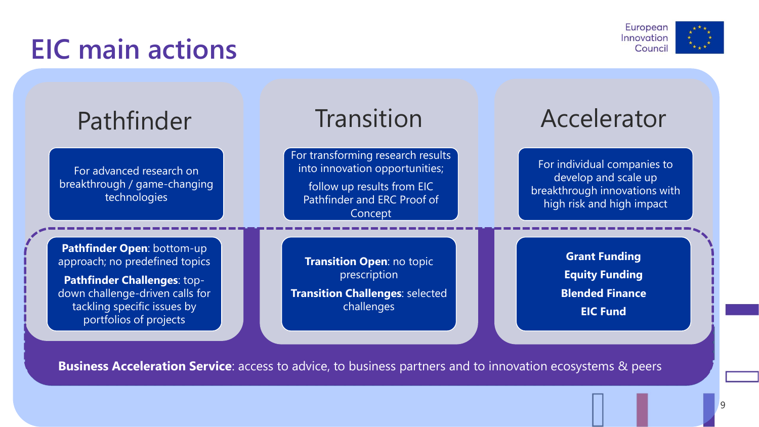# EIC main actions

European Innovation Council

## Pathfinder

For advanced research on breakthrough / game-changing technologies

**Pathfinder Open**: bottom-up approach; no predefined topics

**Pathfinder Challenges**: top-down challenge-driven calls for tackling specific issues by portfolios of projects

## Transition

For transforming research results into innovation opportunities;

follow up results from EIC Pathfinder and ERC Proof of Concept

**Transition Open**: no topic prescription

**Transition Challenges**: selected challenges

## Accelerator

For individual companies to develop and scale up breakthrough innovations with high risk and high impact

**Grant Funding**

**Equity Funding**

**Blended Finance**

**EIC Fund**

**Business Acceleration Service**: access to advice, to business partners and to innovation ecosystems & peers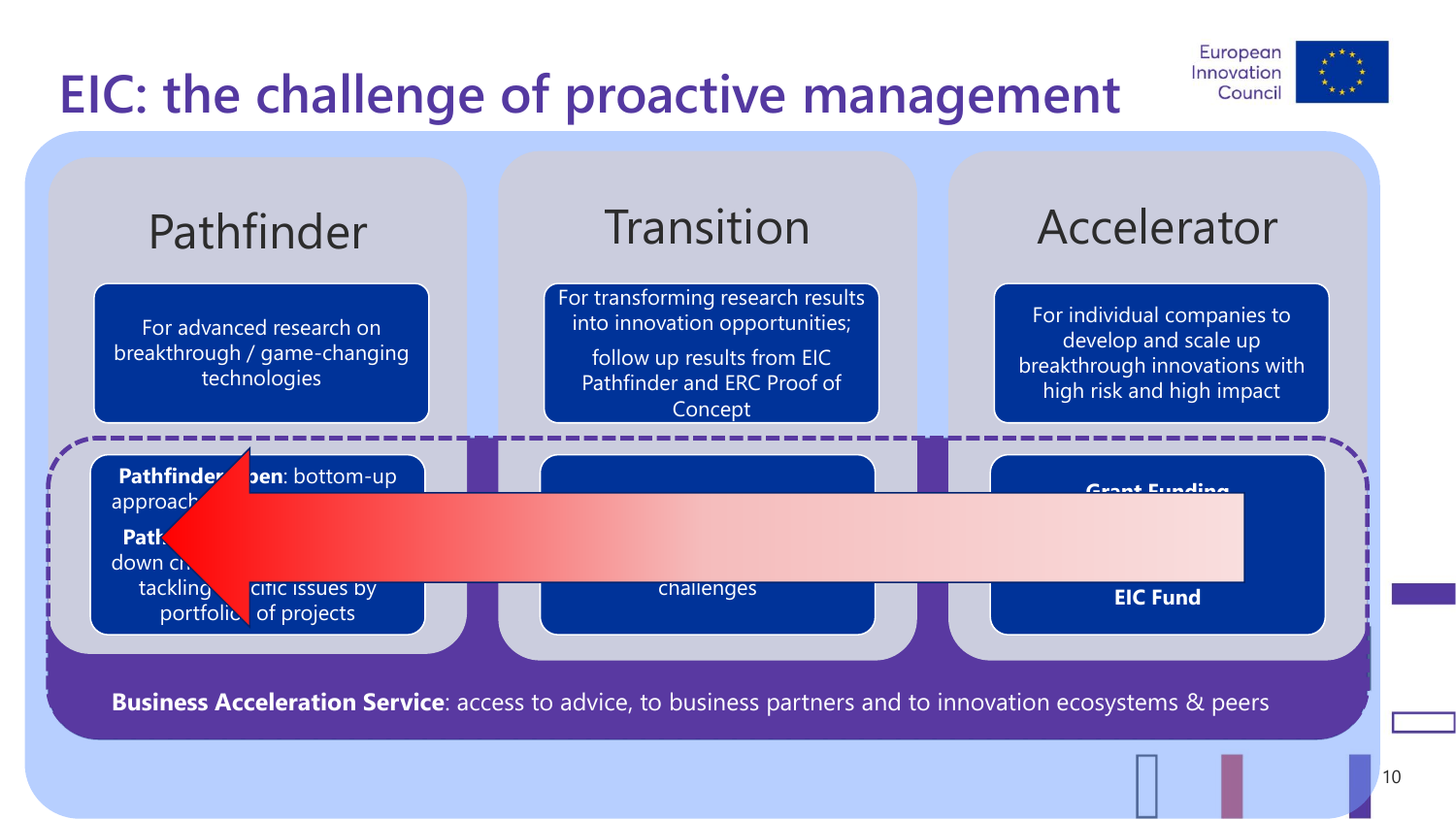# EIC: the challenge of proactive management

European Innovation Council

## Pathfinder

For advanced research on breakthrough / game-changing technologies

**Pathfinder ...pen**: bottom-up approach

**Path...** down ch... tackling ...cific issues by portfolio of projects

## Transition

For transforming research results into innovation opportunities;

follow up results from EIC Pathfinder and ERC Proof of Concept

challenges

## Accelerator

For individual companies to develop and scale up breakthrough innovations with high risk and high impact

**Grant Funding**

**EIC Fund**

**Business Acceleration Service**: access to advice, to business partners and to innovation ecosystems & peers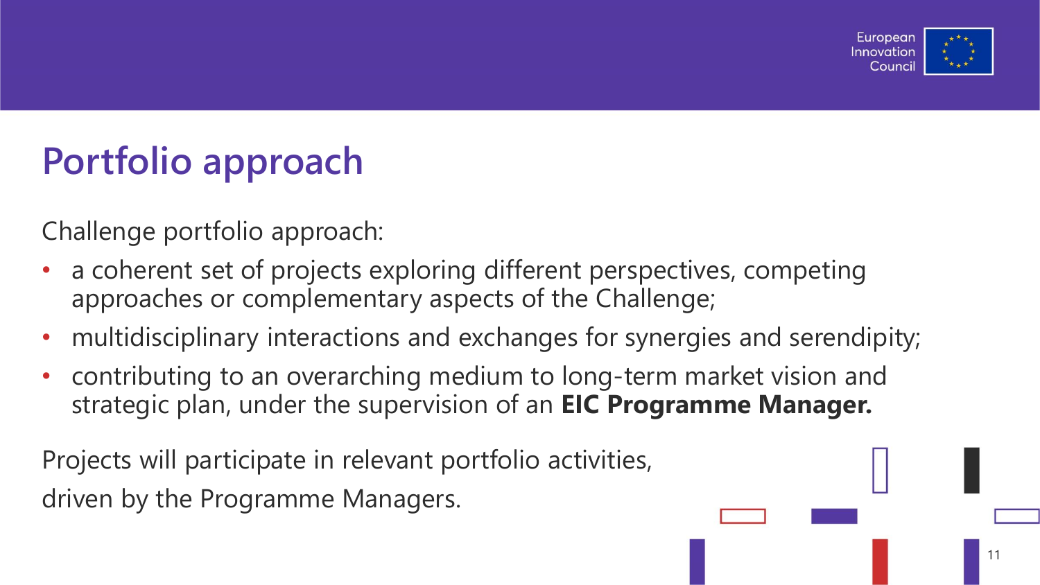# Portfolio approach

Challenge portfolio approach:

- a coherent set of projects exploring different perspectives, competing approaches or complementary aspects of the Challenge;
- multidisciplinary interactions and exchanges for synergies and serendipity;
- contributing to an overarching medium to long-term market vision and strategic plan, under the supervision of an **EIC Programme Manager.**

Projects will participate in relevant portfolio activities, driven by the Programme Managers.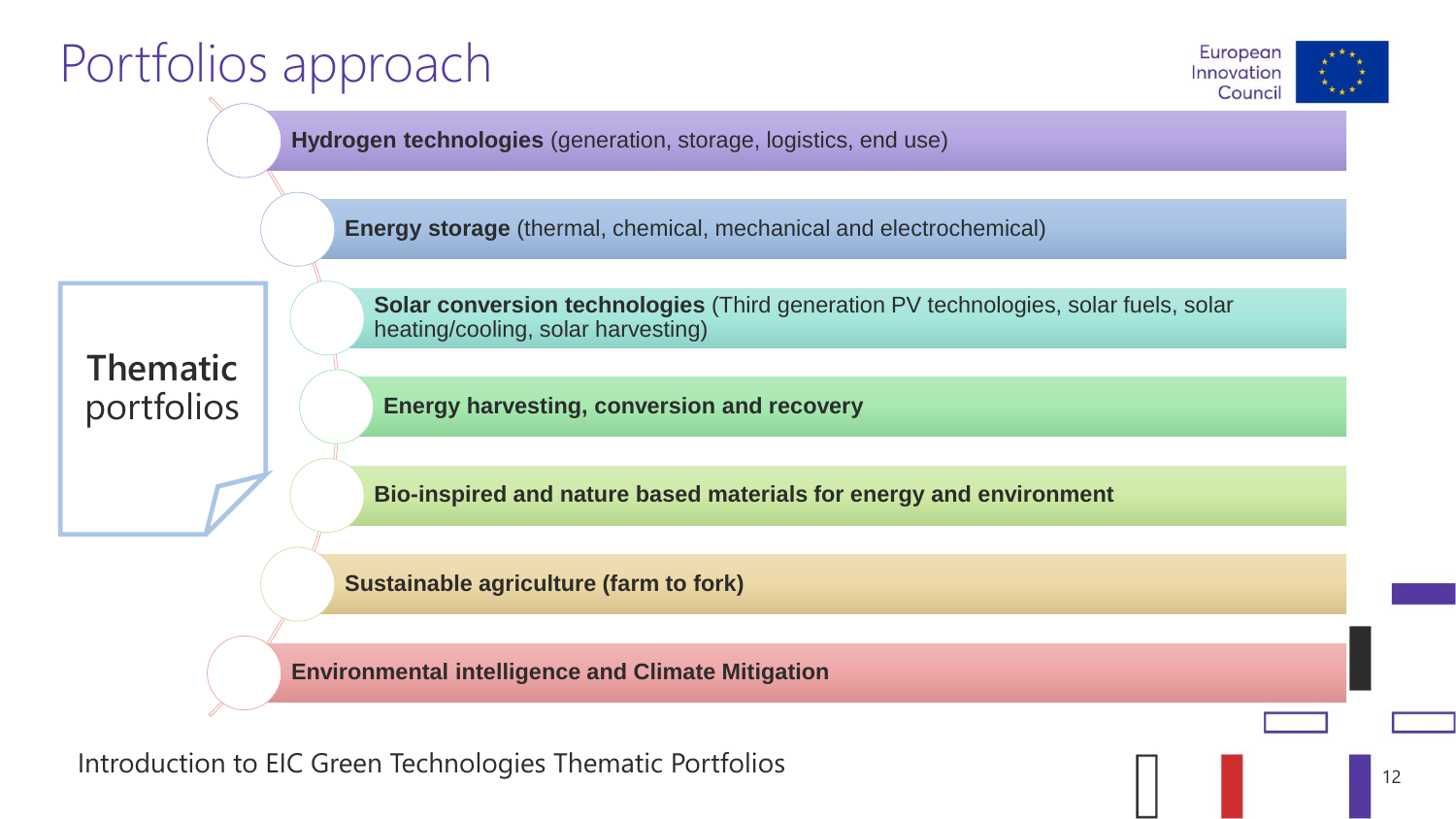# Portfolios approach

European Innovation Council

**Thematic portfolios**

- **Hydrogen technologies** (generation, storage, logistics, end use)
- **Energy storage** (thermal, chemical, mechanical and electrochemical)
- **Solar conversion technologies** (Third generation PV technologies, solar fuels, solar heating/cooling, solar harvesting)
- **Energy harvesting, conversion and recovery**
- **Bio-inspired and nature based materials for energy and environment**
- **Sustainable agriculture (farm to fork)**
- **Environmental intelligence and Climate Mitigation**

Introduction to EIC Green Technologies Thematic Portfolios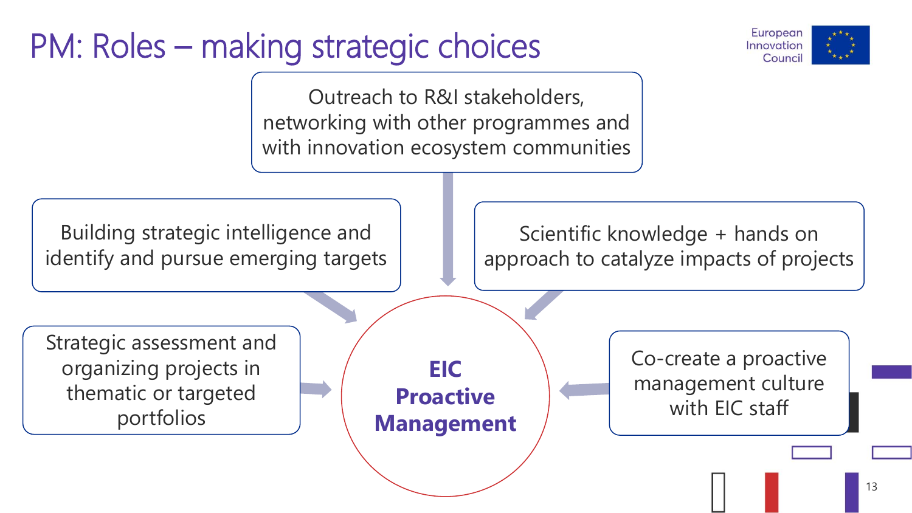# PM: Roles – making strategic choices

**EIC Proactive Management**

- Outreach to R&I stakeholders, networking with other programmes and with innovation ecosystem communities
- Building strategic intelligence and identify and pursue emerging targets
- Scientific knowledge + hands on approach to catalyze impacts of projects
- Strategic assessment and organizing projects in thematic or targeted portfolios
- Co-create a proactive management culture with EIC staff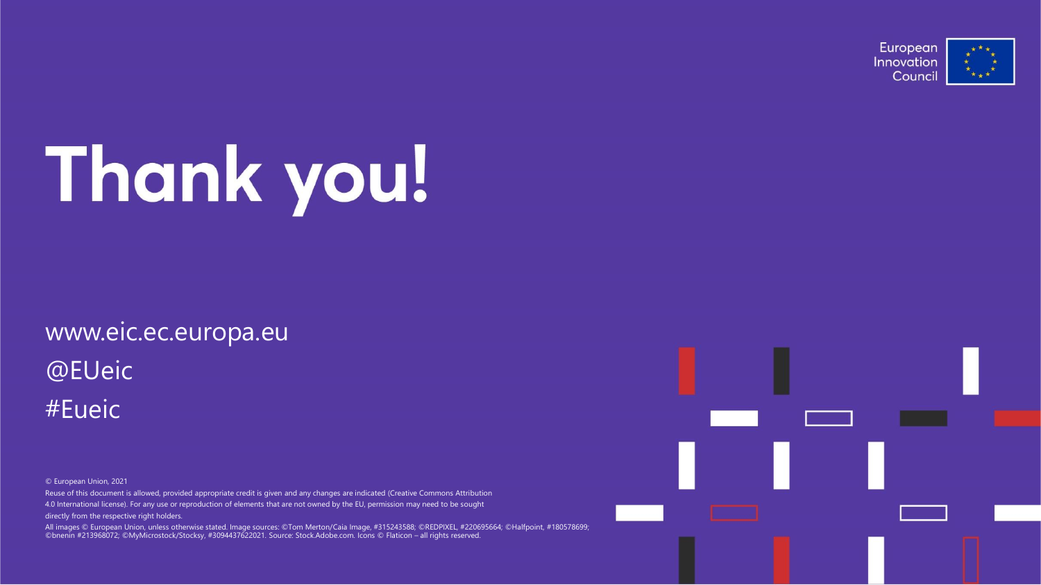European Innovation Council

# Thank you!

www.eic.ec.europa.eu

@EUeic

#Eueic

© European Union, 2021

Reuse of this document is allowed, provided appropriate credit is given and any changes are indicated (Creative Commons Attribution 4.0 International license). For any use or reproduction of elements that are not owned by the EU, permission may need to be sought directly from the respective right holders.

All images © European Union, unless otherwise stated. Image sources: ©Tom Merton/Caia Image, #315243588; ©REDPIXEL, #220695664; ©Halfpoint, #180578699; ©bnenin #213968072; ©MyMicrostock/Stocksy, #3094437622021. Source: Stock.Adobe.com. Icons © Flaticon – all rights reserved.